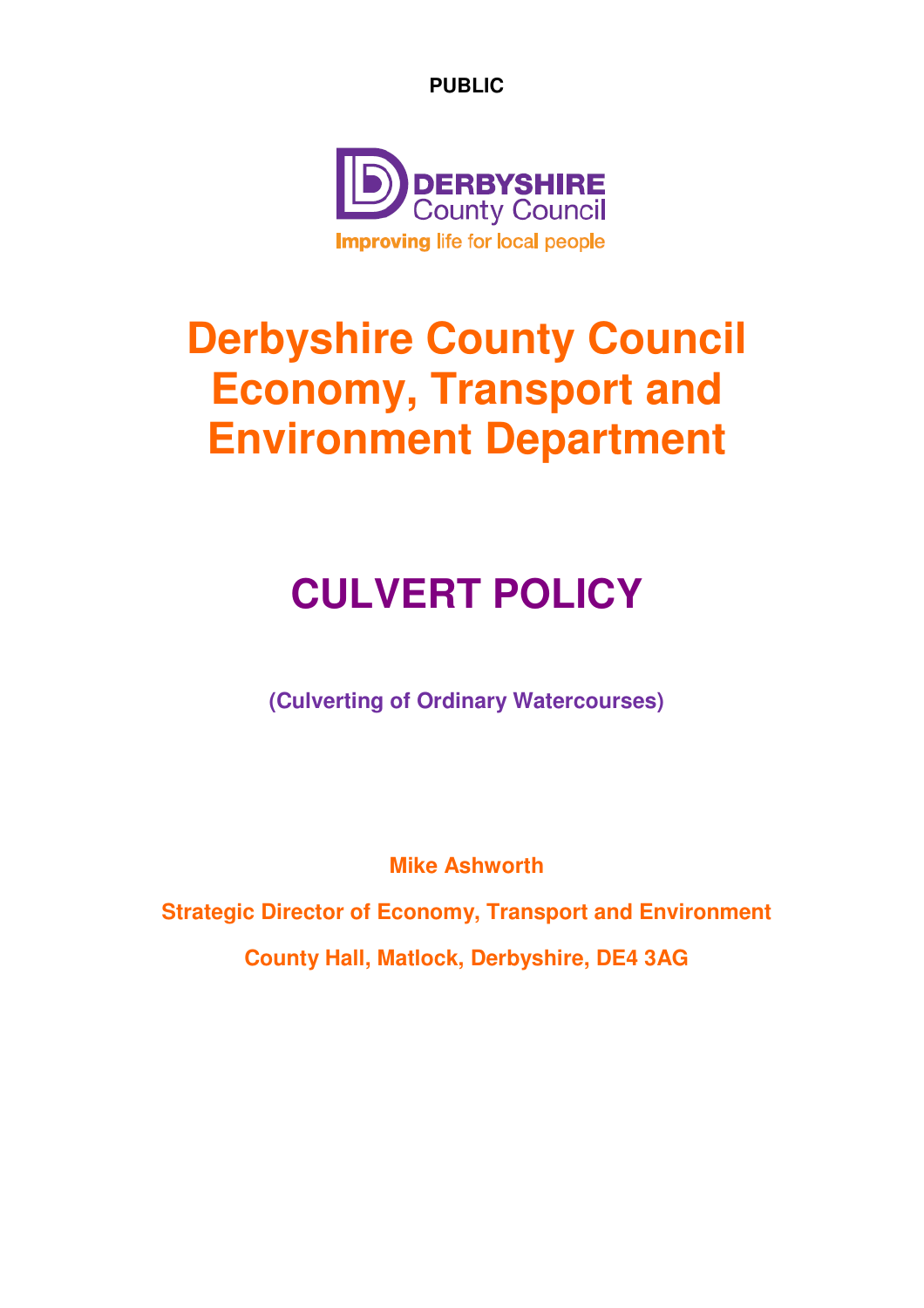**PUBLIC**

DERBYSHIRE
County Council
Improving life for local people

# Derbyshire County Council Economy, Transport and Environment Department

# CULVERT POLICY

**(Culverting of Ordinary Watercourses)**

**Mike Ashworth**

**Strategic Director of Economy, Transport and Environment**

**County Hall, Matlock, Derbyshire, DE4 3AG**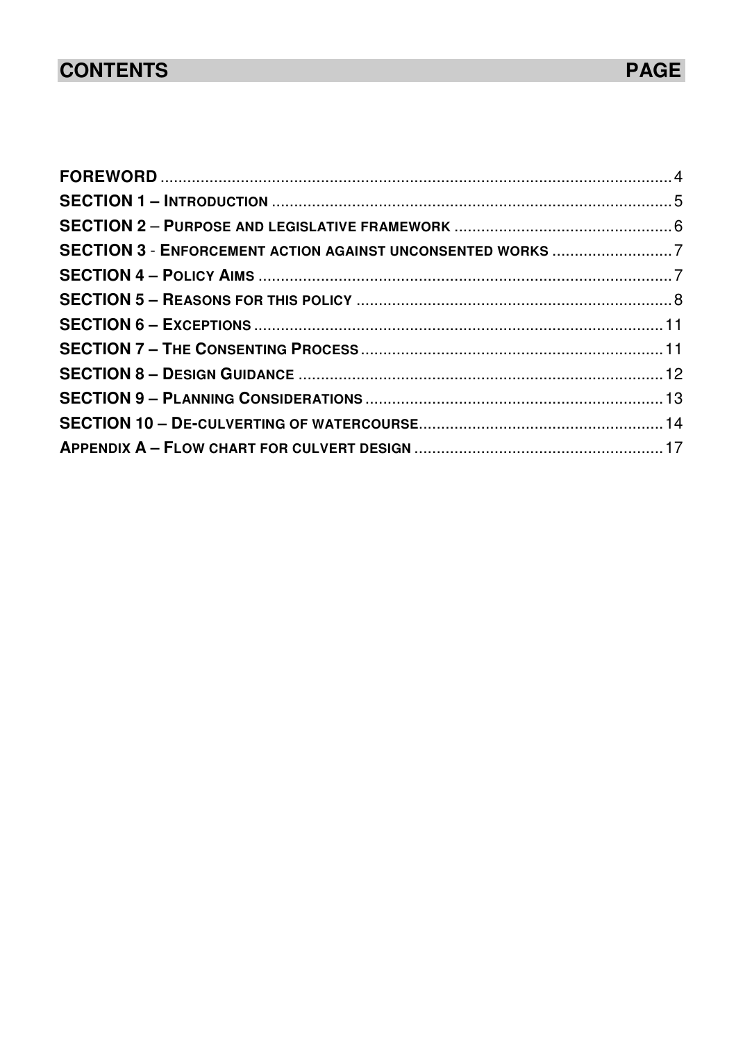# CONTENTS PAGE

| Section | Page |
|---|---|
| **FOREWORD** | 4 |
| **SECTION 1 – INTRODUCTION** | 5 |
| **SECTION 2 – PURPOSE AND LEGISLATIVE FRAMEWORK** | 6 |
| **SECTION 3 - ENFORCEMENT ACTION AGAINST UNCONSENTED WORKS** | 7 |
| **SECTION 4 – POLICY AIMS** | 7 |
| **SECTION 5 – REASONS FOR THIS POLICY** | 8 |
| **SECTION 6 – EXCEPTIONS** | 11 |
| **SECTION 7 – THE CONSENTING PROCESS** | 11 |
| **SECTION 8 – DESIGN GUIDANCE** | 12 |
| **SECTION 9 – PLANNING CONSIDERATIONS** | 13 |
| **SECTION 10 – DE-CULVERTING OF WATERCOURSE** | 14 |
| **APPENDIX A – FLOW CHART FOR CULVERT DESIGN** | 17 |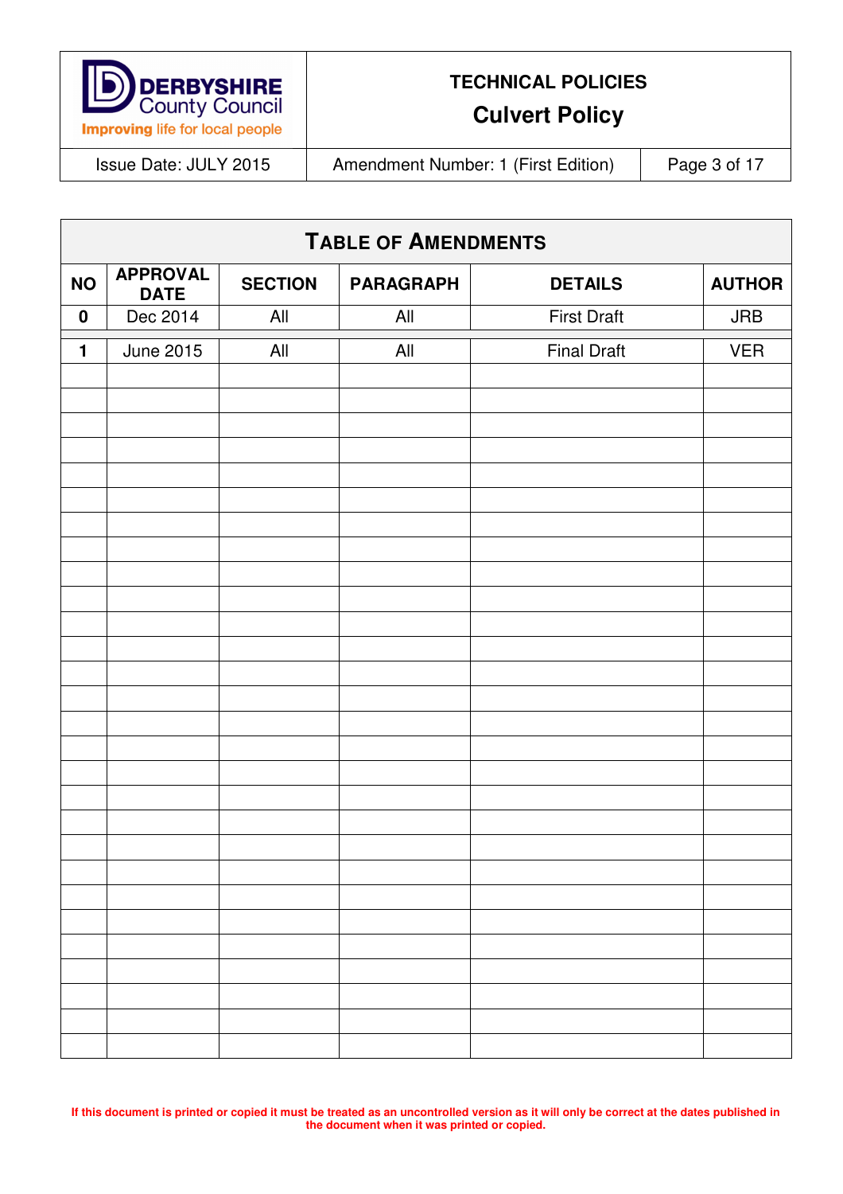## Table of Amendments

| NO | APPROVAL DATE | SECTION | PARAGRAPH | DETAILS | AUTHOR |
|---|---|---|---|---|---|
| **0** | Dec 2014 | All | All | First Draft | JRB |
| **1** | June 2015 | All | All | Final Draft | VER |
| | | | | | |
| | | | | | |
| | | | | | |
| | | | | | |
| | | | | | |
| | | | | | |
| | | | | | |
| | | | | | |
| | | | | | |
| | | | | | |
| | | | | | |
| | | | | | |
| | | | | | |
| | | | | | |
| | | | | | |
| | | | | | |
| | | | | | |
| | | | | | |
| | | | | | |
| | | | | | |
| | | | | | |
| | | | | | |
| | | | | | |
| | | | | | |
| | | | | | |
| | | | | | |
| | | | | | |
| | | | | | |
| | | | | | |

**If this document is printed or copied it must be treated as an uncontrolled version as it will only be correct at the dates published in the document when it was printed or copied.**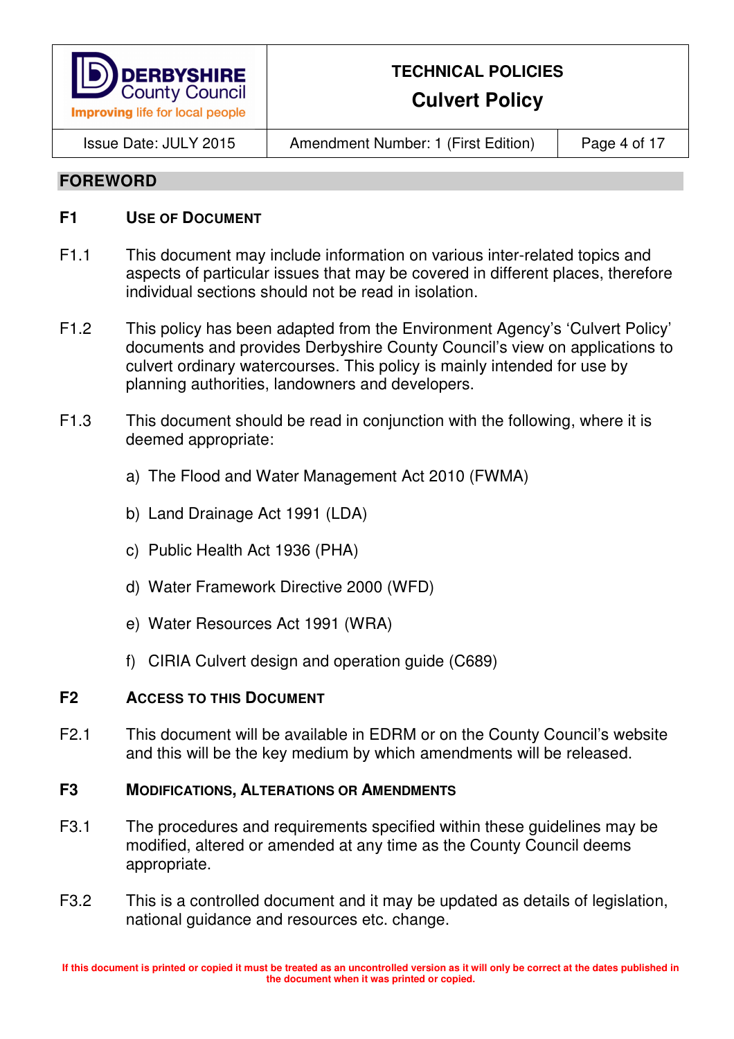## FOREWORD

### F1 Use of Document

F1.1 This document may include information on various inter-related topics and aspects of particular issues that may be covered in different places, therefore individual sections should not be read in isolation.

F1.2 This policy has been adapted from the Environment Agency's 'Culvert Policy' documents and provides Derbyshire County Council's view on applications to culvert ordinary watercourses. This policy is mainly intended for use by planning authorities, landowners and developers.

F1.3 This document should be read in conjunction with the following, where it is deemed appropriate:

a) The Flood and Water Management Act 2010 (FWMA)

b) Land Drainage Act 1991 (LDA)

c) Public Health Act 1936 (PHA)

d) Water Framework Directive 2000 (WFD)

e) Water Resources Act 1991 (WRA)

f) CIRIA Culvert design and operation guide (C689)

### F2 Access to this Document

F2.1 This document will be available in EDRM or on the County Council's website and this will be the key medium by which amendments will be released.

### F3 Modifications, Alterations or Amendments

F3.1 The procedures and requirements specified within these guidelines may be modified, altered or amended at any time as the County Council deems appropriate.

F3.2 This is a controlled document and it may be updated as details of legislation, national guidance and resources etc. change.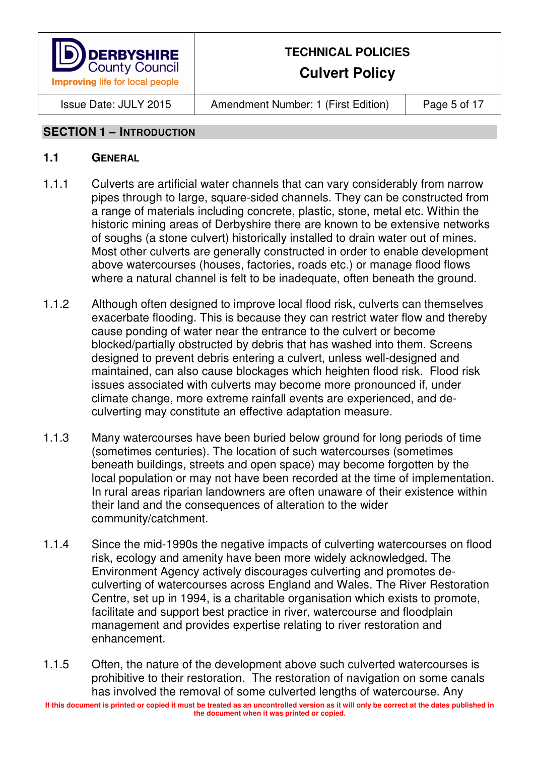## SECTION 1 – INTRODUCTION

### 1.1 GENERAL

1.1.1 Culverts are artificial water channels that can vary considerably from narrow pipes through to large, square-sided channels. They can be constructed from a range of materials including concrete, plastic, stone, metal etc. Within the historic mining areas of Derbyshire there are known to be extensive networks of soughs (a stone culvert) historically installed to drain water out of mines. Most other culverts are generally constructed in order to enable development above watercourses (houses, factories, roads etc.) or manage flood flows where a natural channel is felt to be inadequate, often beneath the ground.

1.1.2 Although often designed to improve local flood risk, culverts can themselves exacerbate flooding. This is because they can restrict water flow and thereby cause ponding of water near the entrance to the culvert or become blocked/partially obstructed by debris that has washed into them. Screens designed to prevent debris entering a culvert, unless well-designed and maintained, can also cause blockages which heighten flood risk. Flood risk issues associated with culverts may become more pronounced if, under climate change, more extreme rainfall events are experienced, and de-culverting may constitute an effective adaptation measure.

1.1.3 Many watercourses have been buried below ground for long periods of time (sometimes centuries). The location of such watercourses (sometimes beneath buildings, streets and open space) may become forgotten by the local population or may not have been recorded at the time of implementation. In rural areas riparian landowners are often unaware of their existence within their land and the consequences of alteration to the wider community/catchment.

1.1.4 Since the mid-1990s the negative impacts of culverting watercourses on flood risk, ecology and amenity have been more widely acknowledged. The Environment Agency actively discourages culverting and promotes de-culverting of watercourses across England and Wales. The River Restoration Centre, set up in 1994, is a charitable organisation which exists to promote, facilitate and support best practice in river, watercourse and floodplain management and provides expertise relating to river restoration and enhancement.

1.1.5 Often, the nature of the development above such culverted watercourses is prohibitive to their restoration. The restoration of navigation on some canals has involved the removal of some culverted lengths of watercourse. Any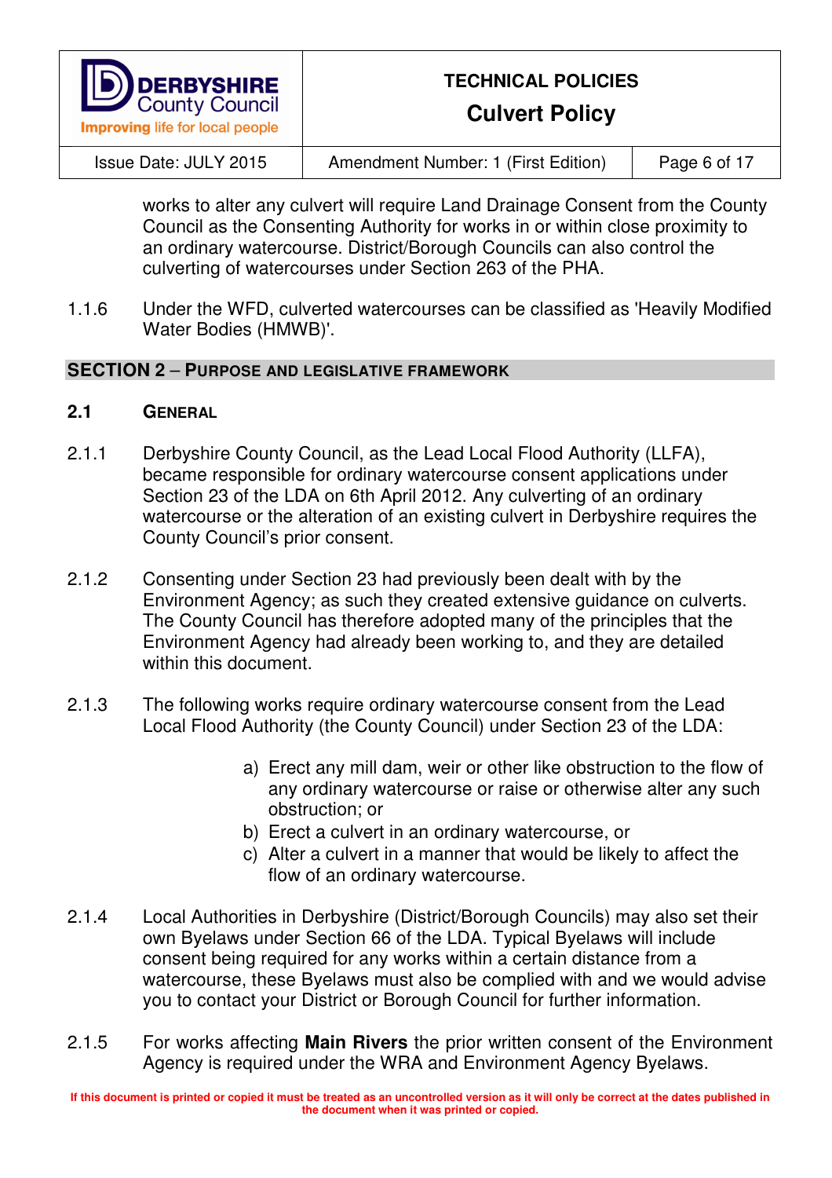works to alter any culvert will require Land Drainage Consent from the County Council as the Consenting Authority for works in or within close proximity to an ordinary watercourse. District/Borough Councils can also control the culverting of watercourses under Section 263 of the PHA.

1.1.6 Under the WFD, culverted watercourses can be classified as 'Heavily Modified Water Bodies (HMWB)'.

## SECTION 2 – PURPOSE AND LEGISLATIVE FRAMEWORK

### 2.1 GENERAL

2.1.1 Derbyshire County Council, as the Lead Local Flood Authority (LLFA), became responsible for ordinary watercourse consent applications under Section 23 of the LDA on 6th April 2012. Any culverting of an ordinary watercourse or the alteration of an existing culvert in Derbyshire requires the County Council's prior consent.

2.1.2 Consenting under Section 23 had previously been dealt with by the Environment Agency; as such they created extensive guidance on culverts. The County Council has therefore adopted many of the principles that the Environment Agency had already been working to, and they are detailed within this document.

2.1.3 The following works require ordinary watercourse consent from the Lead Local Flood Authority (the County Council) under Section 23 of the LDA:

a) Erect any mill dam, weir or other like obstruction to the flow of any ordinary watercourse or raise or otherwise alter any such obstruction; or
b) Erect a culvert in an ordinary watercourse, or
c) Alter a culvert in a manner that would be likely to affect the flow of an ordinary watercourse.

2.1.4 Local Authorities in Derbyshire (District/Borough Councils) may also set their own Byelaws under Section 66 of the LDA. Typical Byelaws will include consent being required for any works within a certain distance from a watercourse, these Byelaws must also be complied with and we would advise you to contact your District or Borough Council for further information.

2.1.5 For works affecting **Main Rivers** the prior written consent of the Environment Agency is required under the WRA and Environment Agency Byelaws.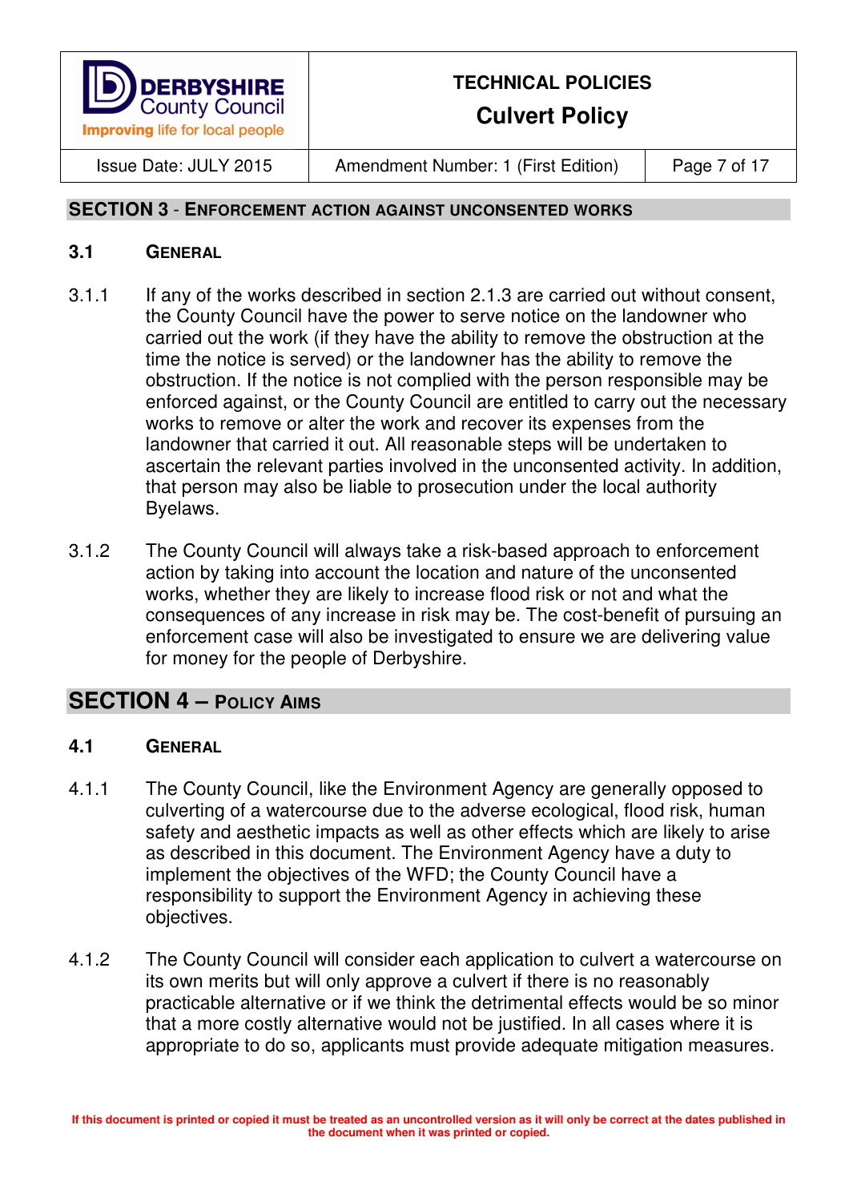## SECTION 3 - ENFORCEMENT ACTION AGAINST UNCONSENTED WORKS

### 3.1 GENERAL

3.1.1 If any of the works described in section 2.1.3 are carried out without consent, the County Council have the power to serve notice on the landowner who carried out the work (if they have the ability to remove the obstruction at the time the notice is served) or the landowner has the ability to remove the obstruction. If the notice is not complied with the person responsible may be enforced against, or the County Council are entitled to carry out the necessary works to remove or alter the work and recover its expenses from the landowner that carried it out. All reasonable steps will be undertaken to ascertain the relevant parties involved in the unconsented activity. In addition, that person may also be liable to prosecution under the local authority Byelaws.

3.1.2 The County Council will always take a risk-based approach to enforcement action by taking into account the location and nature of the unconsented works, whether they are likely to increase flood risk or not and what the consequences of any increase in risk may be. The cost-benefit of pursuing an enforcement case will also be investigated to ensure we are delivering value for money for the people of Derbyshire.

## SECTION 4 – POLICY AIMS

### 4.1 GENERAL

4.1.1 The County Council, like the Environment Agency are generally opposed to culverting of a watercourse due to the adverse ecological, flood risk, human safety and aesthetic impacts as well as other effects which are likely to arise as described in this document. The Environment Agency have a duty to implement the objectives of the WFD; the County Council have a responsibility to support the Environment Agency in achieving these objectives.

4.1.2 The County Council will consider each application to culvert a watercourse on its own merits but will only approve a culvert if there is no reasonably practicable alternative or if we think the detrimental effects would be so minor that a more costly alternative would not be justified. In all cases where it is appropriate to do so, applicants must provide adequate mitigation measures.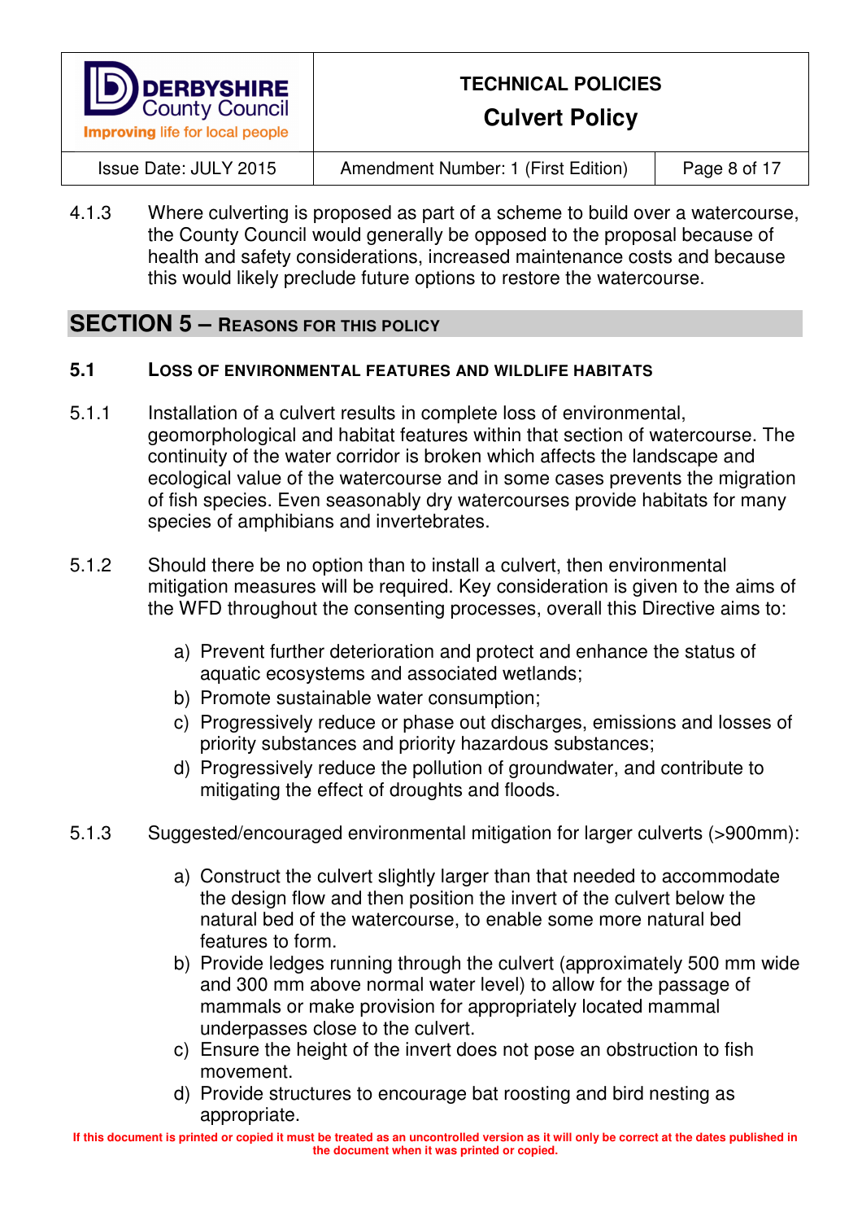4.1.3 Where culverting is proposed as part of a scheme to build over a watercourse, the County Council would generally be opposed to the proposal because of health and safety considerations, increased maintenance costs and because this would likely preclude future options to restore the watercourse.

## SECTION 5 – Reasons for this Policy

### 5.1 Loss of Environmental Features and Wildlife Habitats

5.1.1 Installation of a culvert results in complete loss of environmental, geomorphological and habitat features within that section of watercourse. The continuity of the water corridor is broken which affects the landscape and ecological value of the watercourse and in some cases prevents the migration of fish species. Even seasonably dry watercourses provide habitats for many species of amphibians and invertebrates.

5.1.2 Should there be no option than to install a culvert, then environmental mitigation measures will be required. Key consideration is given to the aims of the WFD throughout the consenting processes, overall this Directive aims to:

a) Prevent further deterioration and protect and enhance the status of aquatic ecosystems and associated wetlands;
b) Promote sustainable water consumption;
c) Progressively reduce or phase out discharges, emissions and losses of priority substances and priority hazardous substances;
d) Progressively reduce the pollution of groundwater, and contribute to mitigating the effect of droughts and floods.

5.1.3 Suggested/encouraged environmental mitigation for larger culverts (>900mm):

a) Construct the culvert slightly larger than that needed to accommodate the design flow and then position the invert of the culvert below the natural bed of the watercourse, to enable some more natural bed features to form.
b) Provide ledges running through the culvert (approximately 500 mm wide and 300 mm above normal water level) to allow for the passage of mammals or make provision for appropriately located mammal underpasses close to the culvert.
c) Ensure the height of the invert does not pose an obstruction to fish movement.
d) Provide structures to encourage bat roosting and bird nesting as appropriate.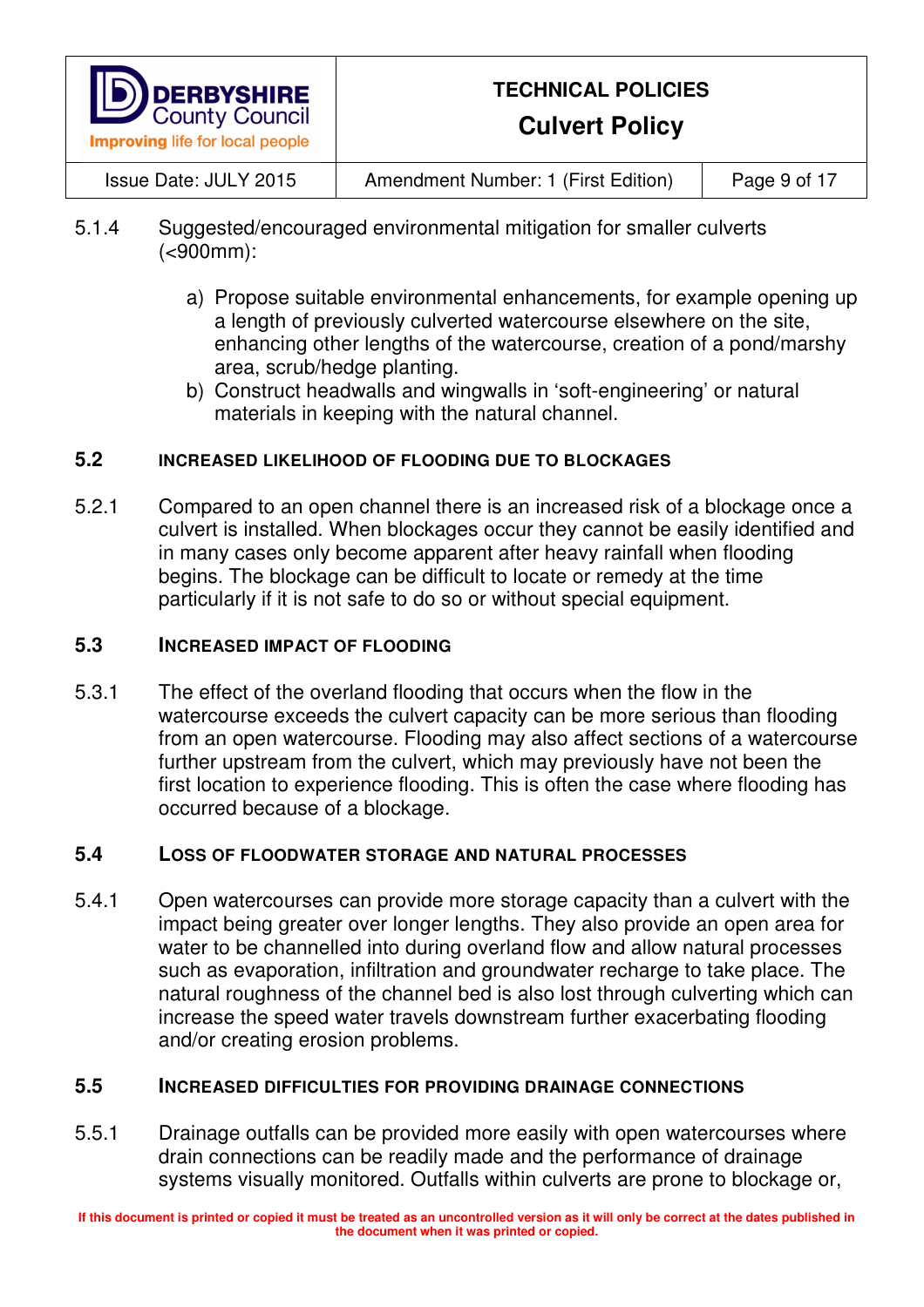5.1.4 Suggested/encouraged environmental mitigation for smaller culverts (<900mm):

a) Propose suitable environmental enhancements, for example opening up a length of previously culverted watercourse elsewhere on the site, enhancing other lengths of the watercourse, creation of a pond/marshy area, scrub/hedge planting.
b) Construct headwalls and wingwalls in 'soft-engineering' or natural materials in keeping with the natural channel.

### 5.2 INCREASED LIKELIHOOD OF FLOODING DUE TO BLOCKAGES

5.2.1 Compared to an open channel there is an increased risk of a blockage once a culvert is installed. When blockages occur they cannot be easily identified and in many cases only become apparent after heavy rainfall when flooding begins. The blockage can be difficult to locate or remedy at the time particularly if it is not safe to do so or without special equipment.

### 5.3 INCREASED IMPACT OF FLOODING

5.3.1 The effect of the overland flooding that occurs when the flow in the watercourse exceeds the culvert capacity can be more serious than flooding from an open watercourse. Flooding may also affect sections of a watercourse further upstream from the culvert, which may previously have not been the first location to experience flooding. This is often the case where flooding has occurred because of a blockage.

### 5.4 LOSS OF FLOODWATER STORAGE AND NATURAL PROCESSES

5.4.1 Open watercourses can provide more storage capacity than a culvert with the impact being greater over longer lengths. They also provide an open area for water to be channelled into during overland flow and allow natural processes such as evaporation, infiltration and groundwater recharge to take place. The natural roughness of the channel bed is also lost through culverting which can increase the speed water travels downstream further exacerbating flooding and/or creating erosion problems.

### 5.5 INCREASED DIFFICULTIES FOR PROVIDING DRAINAGE CONNECTIONS

5.5.1 Drainage outfalls can be provided more easily with open watercourses where drain connections can be readily made and the performance of drainage systems visually monitored. Outfalls within culverts are prone to blockage or,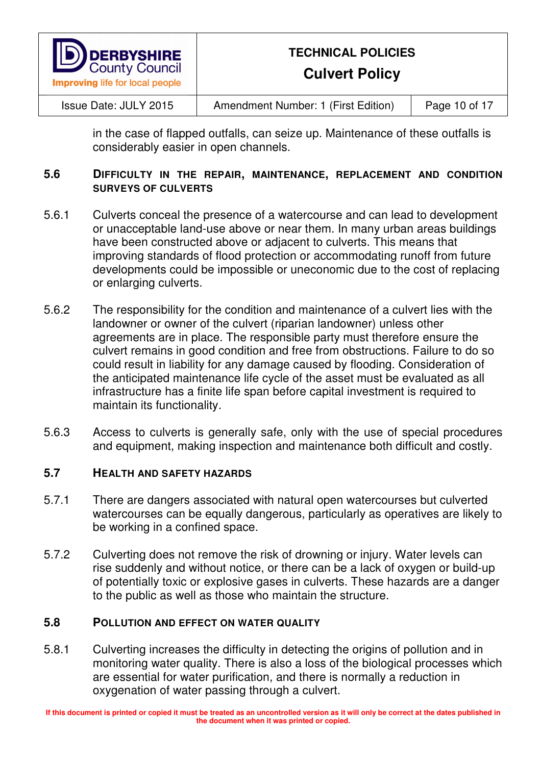in the case of flapped outfalls, can seize up. Maintenance of these outfalls is considerably easier in open channels.

### 5.6 Difficulty in the repair, maintenance, replacement and condition surveys of culverts

5.6.1 Culverts conceal the presence of a watercourse and can lead to development or unacceptable land-use above or near them. In many urban areas buildings have been constructed above or adjacent to culverts. This means that improving standards of flood protection or accommodating runoff from future developments could be impossible or uneconomic due to the cost of replacing or enlarging culverts.

5.6.2 The responsibility for the condition and maintenance of a culvert lies with the landowner or owner of the culvert (riparian landowner) unless other agreements are in place. The responsible party must therefore ensure the culvert remains in good condition and free from obstructions. Failure to do so could result in liability for any damage caused by flooding. Consideration of the anticipated maintenance life cycle of the asset must be evaluated as all infrastructure has a finite life span before capital investment is required to maintain its functionality.

5.6.3 Access to culverts is generally safe, only with the use of special procedures and equipment, making inspection and maintenance both difficult and costly.

### 5.7 Health and safety hazards

5.7.1 There are dangers associated with natural open watercourses but culverted watercourses can be equally dangerous, particularly as operatives are likely to be working in a confined space.

5.7.2 Culverting does not remove the risk of drowning or injury. Water levels can rise suddenly and without notice, or there can be a lack of oxygen or build-up of potentially toxic or explosive gases in culverts. These hazards are a danger to the public as well as those who maintain the structure.

### 5.8 Pollution and effect on water quality

5.8.1 Culverting increases the difficulty in detecting the origins of pollution and in monitoring water quality. There is also a loss of the biological processes which are essential for water purification, and there is normally a reduction in oxygenation of water passing through a culvert.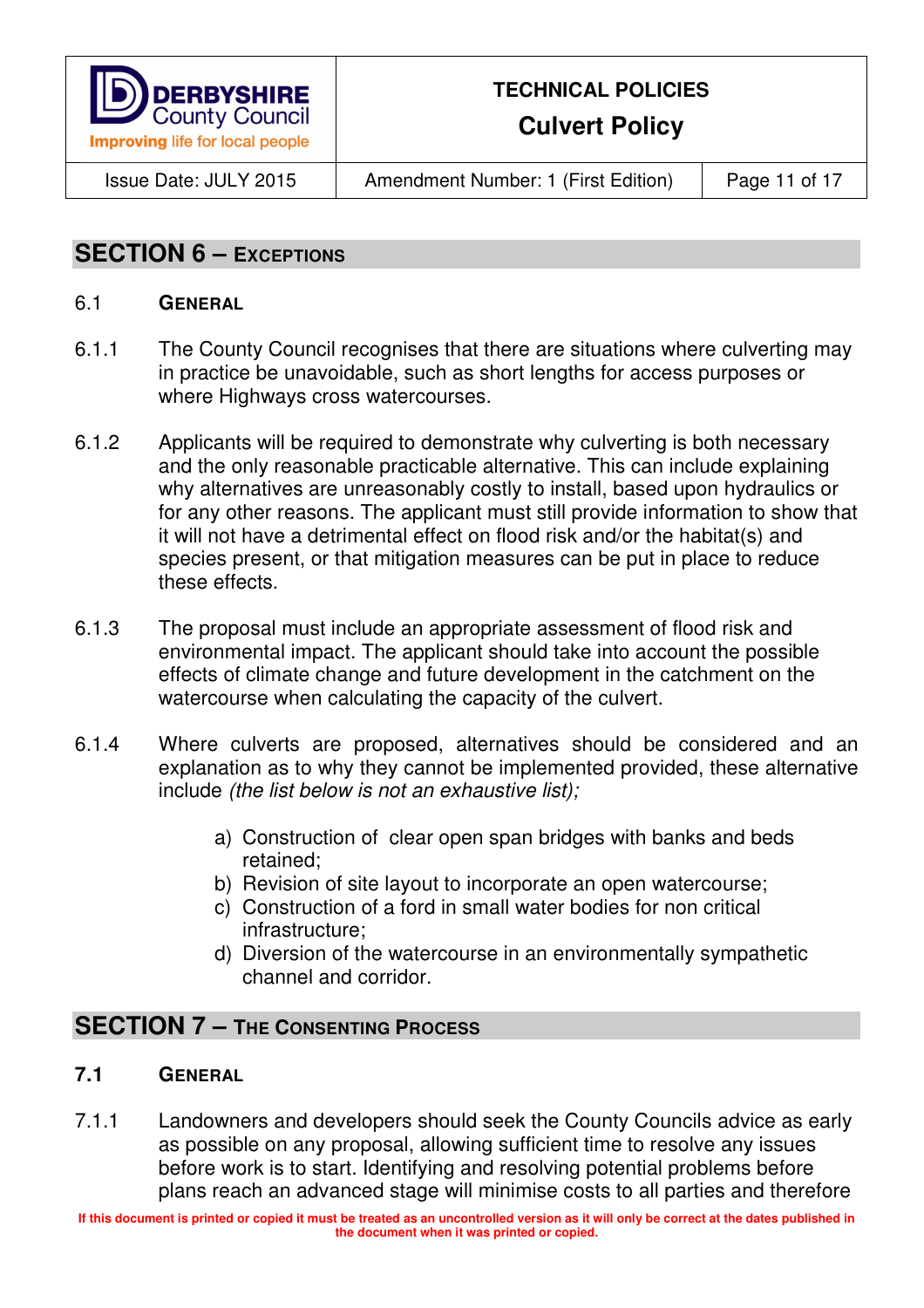## SECTION 6 – EXCEPTIONS

### 6.1 GENERAL

6.1.1 The County Council recognises that there are situations where culverting may in practice be unavoidable, such as short lengths for access purposes or where Highways cross watercourses.

6.1.2 Applicants will be required to demonstrate why culverting is both necessary and the only reasonable practicable alternative. This can include explaining why alternatives are unreasonably costly to install, based upon hydraulics or for any other reasons. The applicant must still provide information to show that it will not have a detrimental effect on flood risk and/or the habitat(s) and species present, or that mitigation measures can be put in place to reduce these effects.

6.1.3 The proposal must include an appropriate assessment of flood risk and environmental impact. The applicant should take into account the possible effects of climate change and future development in the catchment on the watercourse when calculating the capacity of the culvert.

6.1.4 Where culverts are proposed, alternatives should be considered and an explanation as to why they cannot be implemented provided, these alternative include *(the list below is not an exhaustive list);*

a) Construction of clear open span bridges with banks and beds retained;
b) Revision of site layout to incorporate an open watercourse;
c) Construction of a ford in small water bodies for non critical infrastructure;
d) Diversion of the watercourse in an environmentally sympathetic channel and corridor.

## SECTION 7 – THE CONSENTING PROCESS

### 7.1 GENERAL

7.1.1 Landowners and developers should seek the County Councils advice as early as possible on any proposal, allowing sufficient time to resolve any issues before work is to start. Identifying and resolving potential problems before plans reach an advanced stage will minimise costs to all parties and therefore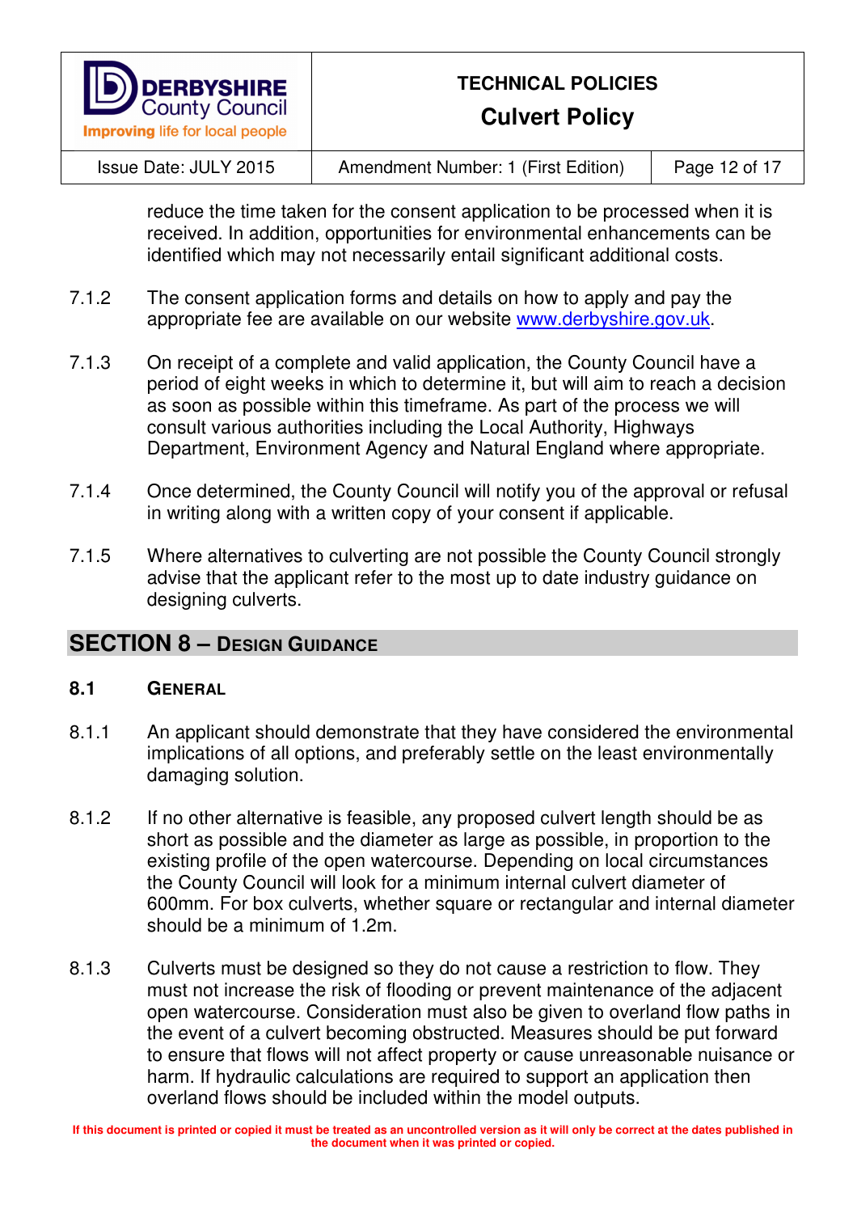reduce the time taken for the consent application to be processed when it is received. In addition, opportunities for environmental enhancements can be identified which may not necessarily entail significant additional costs.

7.1.2 The consent application forms and details on how to apply and pay the appropriate fee are available on our website [www.derbyshire.gov.uk](http://www.derbyshire.gov.uk).

7.1.3 On receipt of a complete and valid application, the County Council have a period of eight weeks in which to determine it, but will aim to reach a decision as soon as possible within this timeframe. As part of the process we will consult various authorities including the Local Authority, Highways Department, Environment Agency and Natural England where appropriate.

7.1.4 Once determined, the County Council will notify you of the approval or refusal in writing along with a written copy of your consent if applicable.

7.1.5 Where alternatives to culverting are not possible the County Council strongly advise that the applicant refer to the most up to date industry guidance on designing culverts.

## SECTION 8 – DESIGN GUIDANCE

### 8.1 GENERAL

8.1.1 An applicant should demonstrate that they have considered the environmental implications of all options, and preferably settle on the least environmentally damaging solution.

8.1.2 If no other alternative is feasible, any proposed culvert length should be as short as possible and the diameter as large as possible, in proportion to the existing profile of the open watercourse. Depending on local circumstances the County Council will look for a minimum internal culvert diameter of 600mm. For box culverts, whether square or rectangular and internal diameter should be a minimum of 1.2m.

8.1.3 Culverts must be designed so they do not cause a restriction to flow. They must not increase the risk of flooding or prevent maintenance of the adjacent open watercourse. Consideration must also be given to overland flow paths in the event of a culvert becoming obstructed. Measures should be put forward to ensure that flows will not affect property or cause unreasonable nuisance or harm. If hydraulic calculations are required to support an application then overland flows should be included within the model outputs.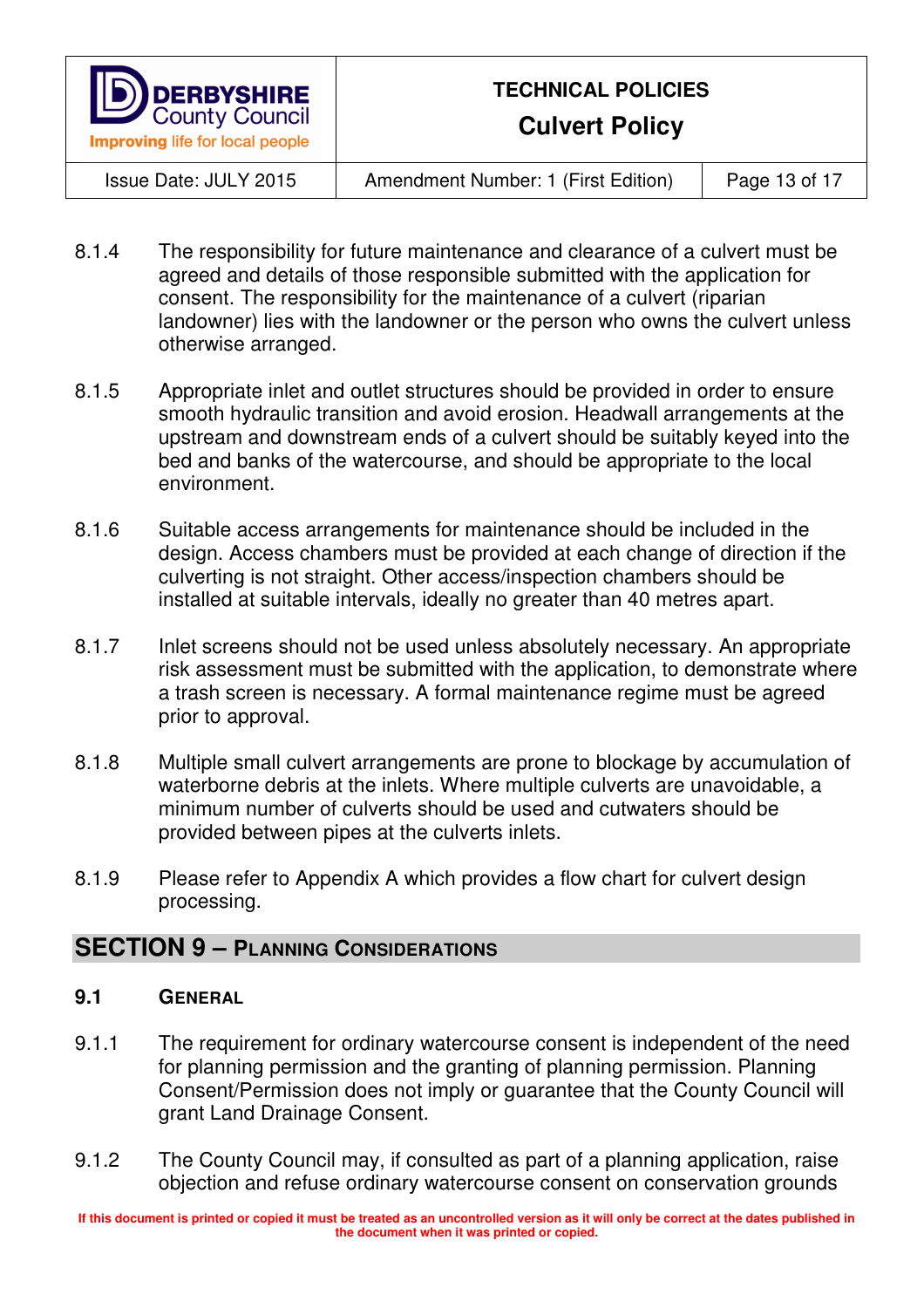8.1.4 The responsibility for future maintenance and clearance of a culvert must be agreed and details of those responsible submitted with the application for consent. The responsibility for the maintenance of a culvert (riparian landowner) lies with the landowner or the person who owns the culvert unless otherwise arranged.

8.1.5 Appropriate inlet and outlet structures should be provided in order to ensure smooth hydraulic transition and avoid erosion. Headwall arrangements at the upstream and downstream ends of a culvert should be suitably keyed into the bed and banks of the watercourse, and should be appropriate to the local environment.

8.1.6 Suitable access arrangements for maintenance should be included in the design. Access chambers must be provided at each change of direction if the culverting is not straight. Other access/inspection chambers should be installed at suitable intervals, ideally no greater than 40 metres apart.

8.1.7 Inlet screens should not be used unless absolutely necessary. An appropriate risk assessment must be submitted with the application, to demonstrate where a trash screen is necessary. A formal maintenance regime must be agreed prior to approval.

8.1.8 Multiple small culvert arrangements are prone to blockage by accumulation of waterborne debris at the inlets. Where multiple culverts are unavoidable, a minimum number of culverts should be used and cutwaters should be provided between pipes at the culverts inlets.

8.1.9 Please refer to Appendix A which provides a flow chart for culvert design processing.

## SECTION 9 – PLANNING CONSIDERATIONS

### 9.1 GENERAL

9.1.1 The requirement for ordinary watercourse consent is independent of the need for planning permission and the granting of planning permission. Planning Consent/Permission does not imply or guarantee that the County Council will grant Land Drainage Consent.

9.1.2 The County Council may, if consulted as part of a planning application, raise objection and refuse ordinary watercourse consent on conservation grounds

If this document is printed or copied it must be treated as an uncontrolled version as it will only be correct at the dates published in the document when it was printed or copied.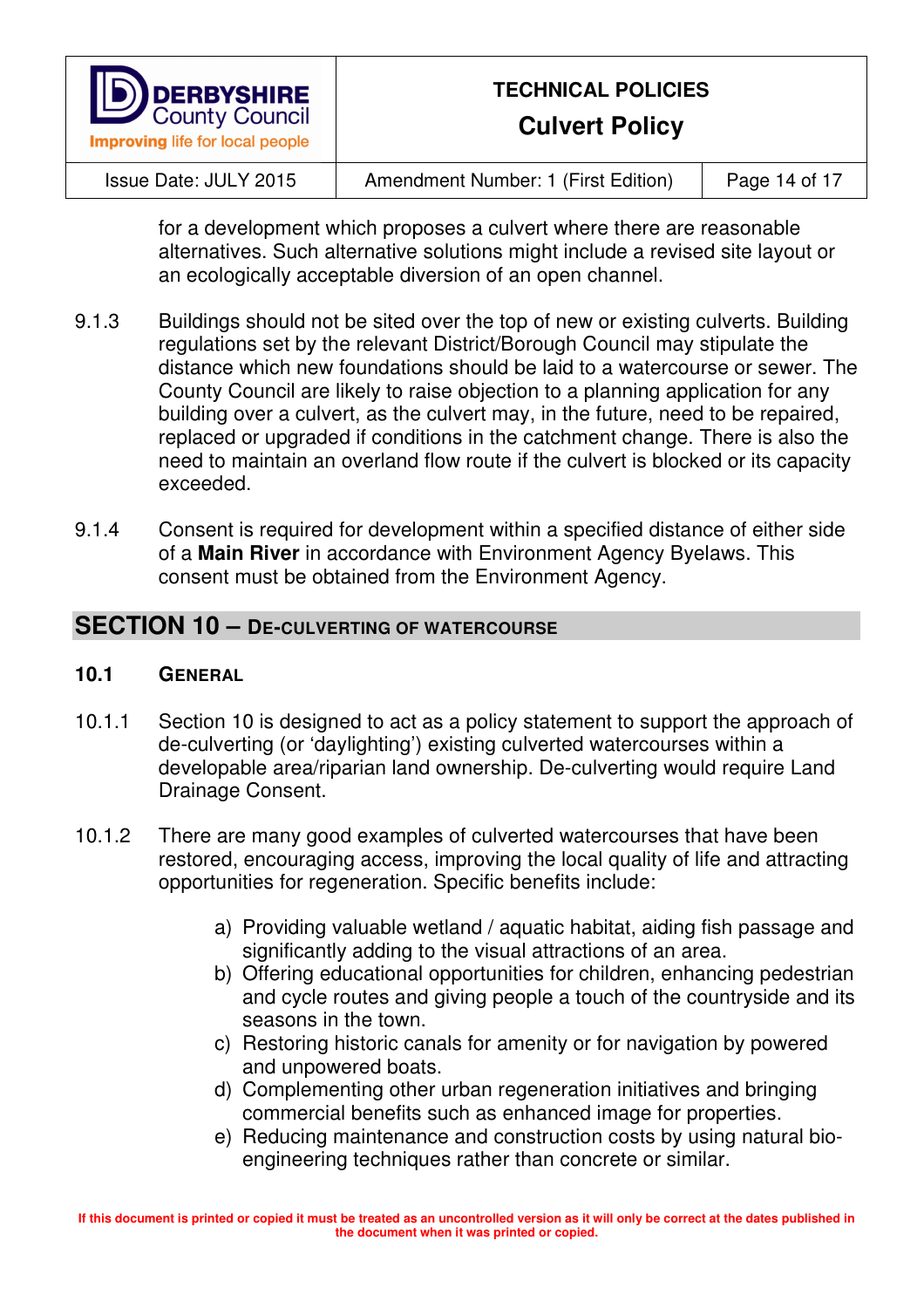for a development which proposes a culvert where there are reasonable alternatives. Such alternative solutions might include a revised site layout or an ecologically acceptable diversion of an open channel.

9.1.3 Buildings should not be sited over the top of new or existing culverts. Building regulations set by the relevant District/Borough Council may stipulate the distance which new foundations should be laid to a watercourse or sewer. The County Council are likely to raise objection to a planning application for any building over a culvert, as the culvert may, in the future, need to be repaired, replaced or upgraded if conditions in the catchment change. There is also the need to maintain an overland flow route if the culvert is blocked or its capacity exceeded.

9.1.4 Consent is required for development within a specified distance of either side of a **Main River** in accordance with Environment Agency Byelaws. This consent must be obtained from the Environment Agency.

## SECTION 10 – DE-CULVERTING OF WATERCOURSE

### 10.1 GENERAL

10.1.1 Section 10 is designed to act as a policy statement to support the approach of de-culverting (or 'daylighting') existing culverted watercourses within a developable area/riparian land ownership. De-culverting would require Land Drainage Consent.

10.1.2 There are many good examples of culverted watercourses that have been restored, encouraging access, improving the local quality of life and attracting opportunities for regeneration. Specific benefits include:

a) Providing valuable wetland / aquatic habitat, aiding fish passage and significantly adding to the visual attractions of an area.
b) Offering educational opportunities for children, enhancing pedestrian and cycle routes and giving people a touch of the countryside and its seasons in the town.
c) Restoring historic canals for amenity or for navigation by powered and unpowered boats.
d) Complementing other urban regeneration initiatives and bringing commercial benefits such as enhanced image for properties.
e) Reducing maintenance and construction costs by using natural bio-engineering techniques rather than concrete or similar.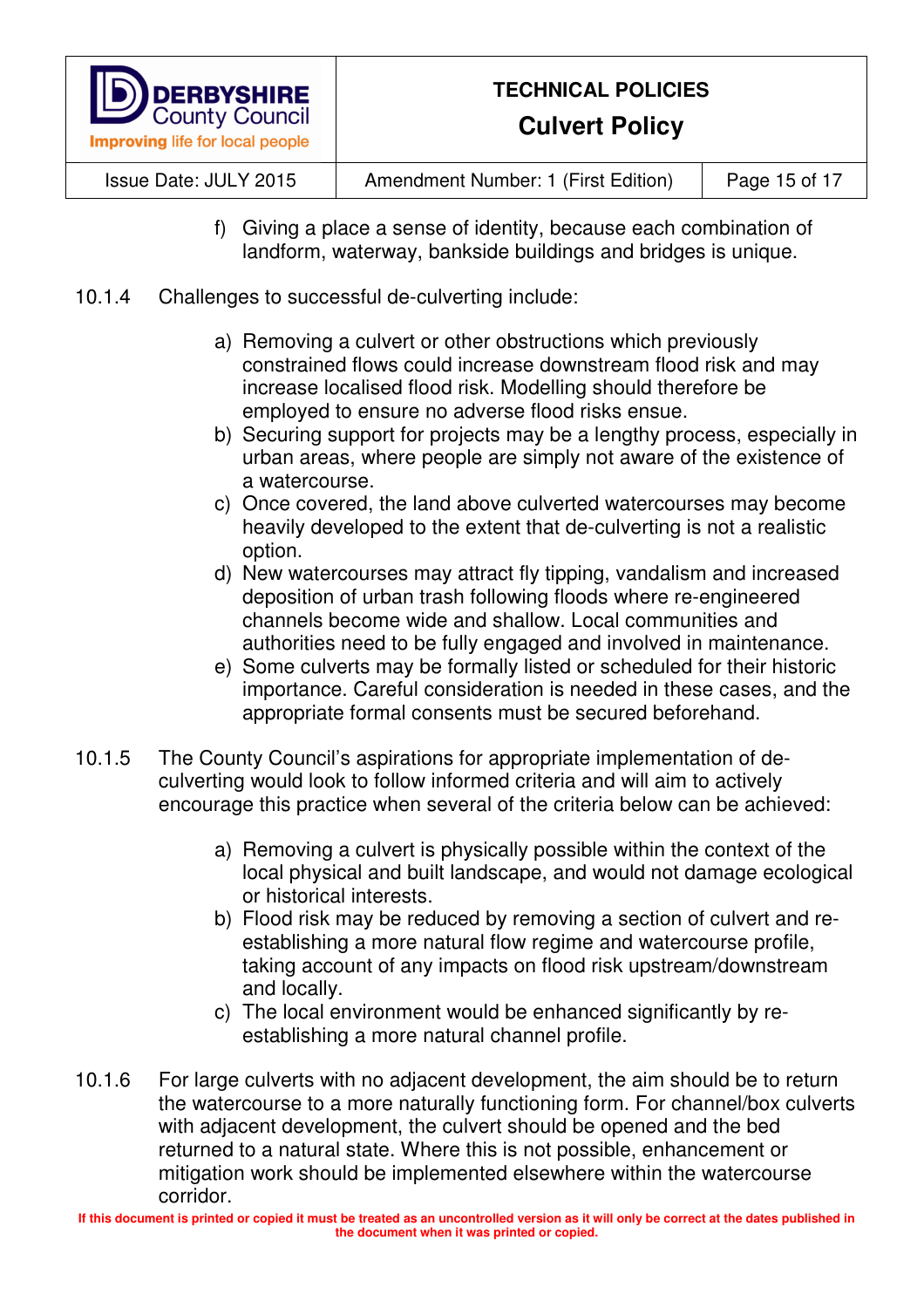f) Giving a place a sense of identity, because each combination of landform, waterway, bankside buildings and bridges is unique.

10.1.4 Challenges to successful de-culverting include:

a) Removing a culvert or other obstructions which previously constrained flows could increase downstream flood risk and may increase localised flood risk. Modelling should therefore be employed to ensure no adverse flood risks ensue.
b) Securing support for projects may be a lengthy process, especially in urban areas, where people are simply not aware of the existence of a watercourse.
c) Once covered, the land above culverted watercourses may become heavily developed to the extent that de-culverting is not a realistic option.
d) New watercourses may attract fly tipping, vandalism and increased deposition of urban trash following floods where re-engineered channels become wide and shallow. Local communities and authorities need to be fully engaged and involved in maintenance.
e) Some culverts may be formally listed or scheduled for their historic importance. Careful consideration is needed in these cases, and the appropriate formal consents must be secured beforehand.

10.1.5 The County Council's aspirations for appropriate implementation of de-culverting would look to follow informed criteria and will aim to actively encourage this practice when several of the criteria below can be achieved:

a) Removing a culvert is physically possible within the context of the local physical and built landscape, and would not damage ecological or historical interests.
b) Flood risk may be reduced by removing a section of culvert and re-establishing a more natural flow regime and watercourse profile, taking account of any impacts on flood risk upstream/downstream and locally.
c) The local environment would be enhanced significantly by re-establishing a more natural channel profile.

10.1.6 For large culverts with no adjacent development, the aim should be to return the watercourse to a more naturally functioning form. For channel/box culverts with adjacent development, the culvert should be opened and the bed returned to a natural state. Where this is not possible, enhancement or mitigation work should be implemented elsewhere within the watercourse corridor.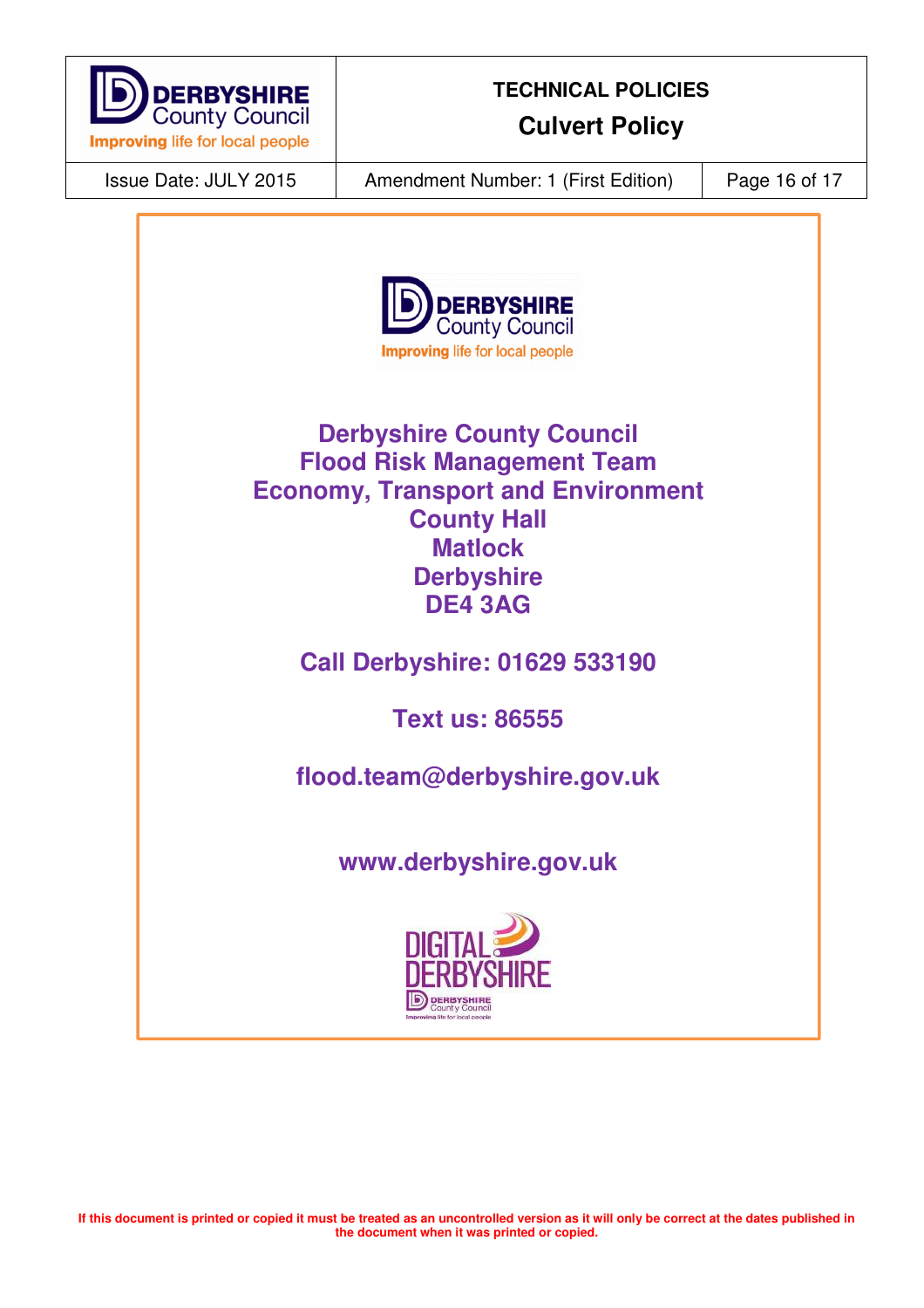**Derbyshire County Council**
**Flood Risk Management Team**
**Economy, Transport and Environment**
**County Hall**
**Matlock**
**Derbyshire**
**DE4 3AG**

**Call Derbyshire: 01629 533190**

**Text us: 86555**

**flood.team@derbyshire.gov.uk**

**www.derbyshire.gov.uk**

If this document is printed or copied it must be treated as an uncontrolled version as it will only be correct at the dates published in the document when it was printed or copied.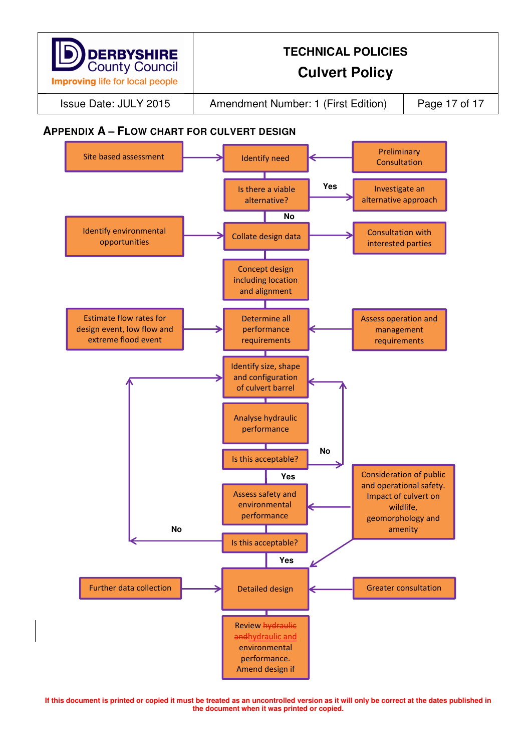## APPENDIX A – FLOW CHART FOR CULVERT DESIGN

Site based assessment

Identify need

Preliminary Consultation

Is there a viable alternative?

Yes

Investigate an alternative approach

No

Identify environmental opportunities

Collate design data

Consultation with interested parties

Concept design including location and alignment

Estimate flow rates for design event, low flow and extreme flood event

Determine all performance requirements

Assess operation and management requirements

Identify size, shape and configuration of culvert barrel

Analyse hydraulic performance

Is this acceptable?

No

Yes

Assess safety and environmental performance

Consideration of public and operational safety. Impact of culvert on wildlife, geomorphology and amenity

No

Is this acceptable?

Yes

Further data collection

Detailed design

Greater consultation

Review ~~hydraulic and~~hydraulic and environmental performance. Amend design if

If this document is printed or copied it must be treated as an uncontrolled version as it will only be correct at the dates published in the document when it was printed or copied.